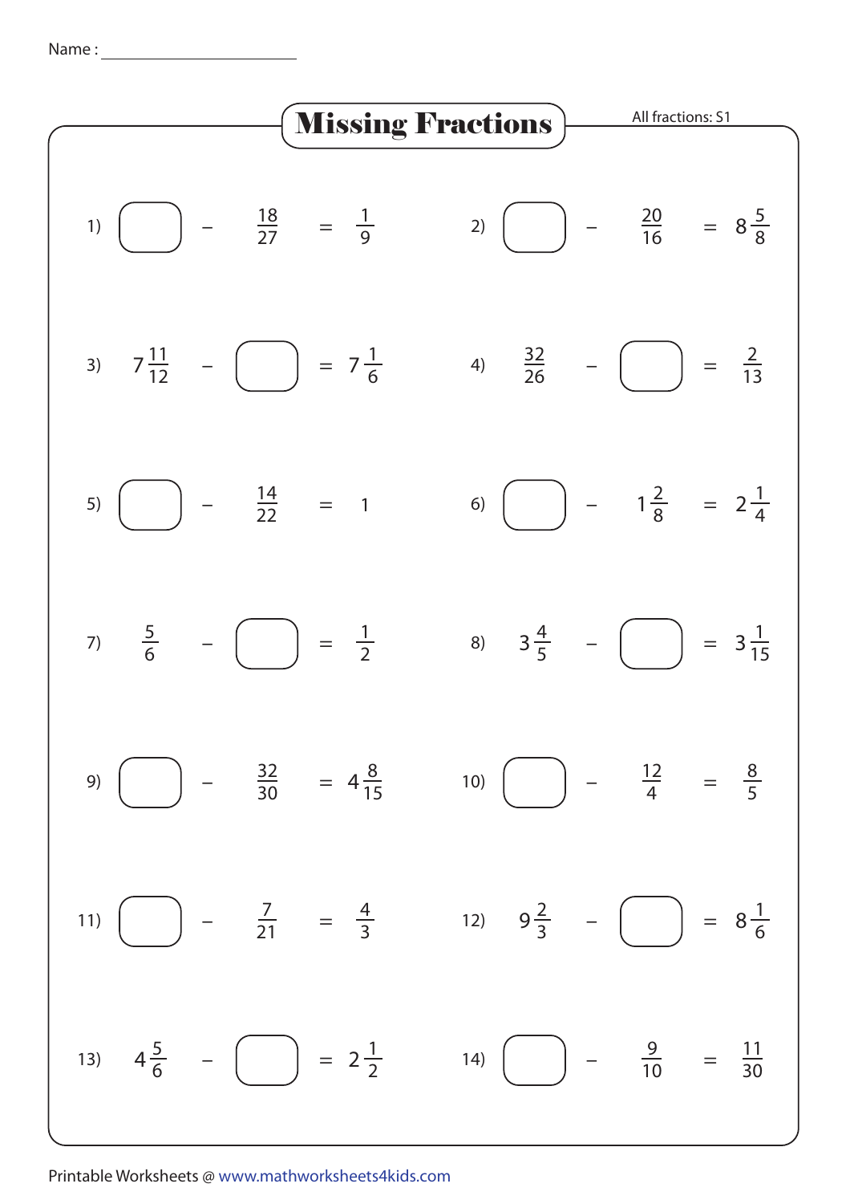Name : ______________________

# Missing Fractions

All fractions: S1

1) $\square - \frac{18}{27} = \frac{1}{9}$

2) $\square - \frac{20}{16} = 8\frac{5}{8}$

3) $7\frac{11}{12} - \square = 7\frac{1}{6}$

4) $\frac{32}{26} - \square = \frac{2}{13}$

5) $\square - \frac{14}{22} = 1$

6) $\square - 1\frac{2}{8} = 2\frac{1}{4}$

7) $\frac{5}{6} - \square = \frac{1}{2}$

8) $3\frac{4}{5} - \square = 3\frac{1}{15}$

9) $\square - \frac{32}{30} = 4\frac{8}{15}$

10) $\square - \frac{12}{4} = \frac{8}{5}$

11) $\square - \frac{7}{21} = \frac{4}{3}$

12) $9\frac{2}{3} - \square = 8\frac{1}{6}$

13) $4\frac{5}{6} - \square = 2\frac{1}{2}$

14) $\square - \frac{9}{10} = \frac{11}{30}$

Printable Worksheets @ www.mathworksheets4kids.com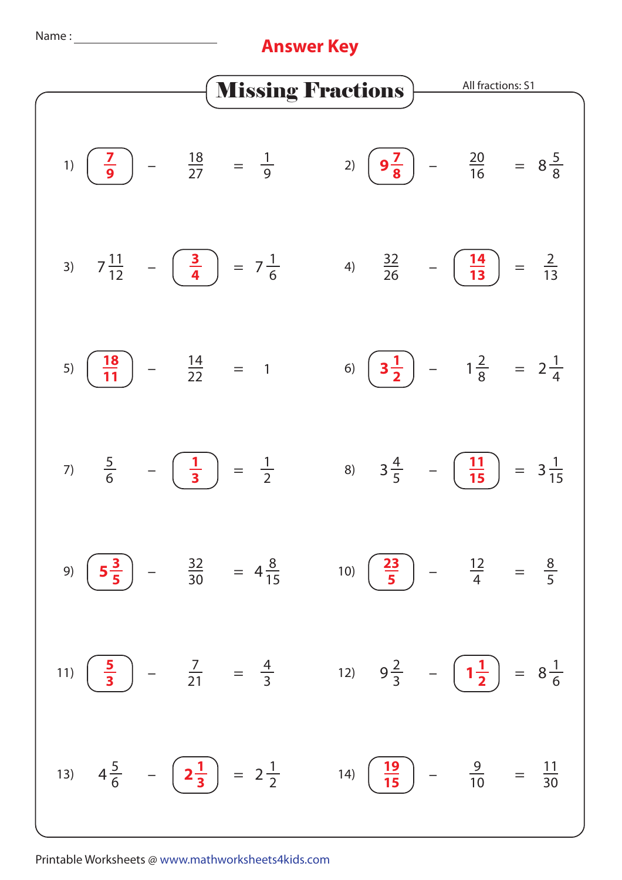Name : ______________________

**Answer Key**

# Missing Fractions

All fractions: S1

1) $\boxed{\frac{7}{9}} - \frac{18}{27} = \frac{1}{9}$

2) $\boxed{9\frac{7}{8}} - \frac{20}{16} = 8\frac{5}{8}$

3) $7\frac{11}{12} - \boxed{\frac{3}{4}} = 7\frac{1}{6}$

4) $\frac{32}{26} - \boxed{\frac{14}{13}} = \frac{2}{13}$

5) $\boxed{\frac{18}{11}} - \frac{14}{22} = 1$

6) $\boxed{3\frac{1}{2}} - 1\frac{2}{8} = 2\frac{1}{4}$

7) $\frac{5}{6} - \boxed{\frac{1}{3}} = \frac{1}{2}$

8) $3\frac{4}{5} - \boxed{\frac{11}{15}} = 3\frac{1}{15}$

9) $\boxed{5\frac{3}{5}} - \frac{32}{30} = 4\frac{8}{15}$

10) $\boxed{\frac{23}{5}} - \frac{12}{4} = \frac{8}{5}$

11) $\boxed{\frac{5}{3}} - \frac{7}{21} = \frac{4}{3}$

12) $9\frac{2}{3} - \boxed{1\frac{1}{2}} = 8\frac{1}{6}$

13) $4\frac{5}{6} - \boxed{2\frac{1}{3}} = 2\frac{1}{2}$

14) $\boxed{\frac{19}{15}} - \frac{9}{10} = \frac{11}{30}$

Printable Worksheets @ www.mathworksheets4kids.com